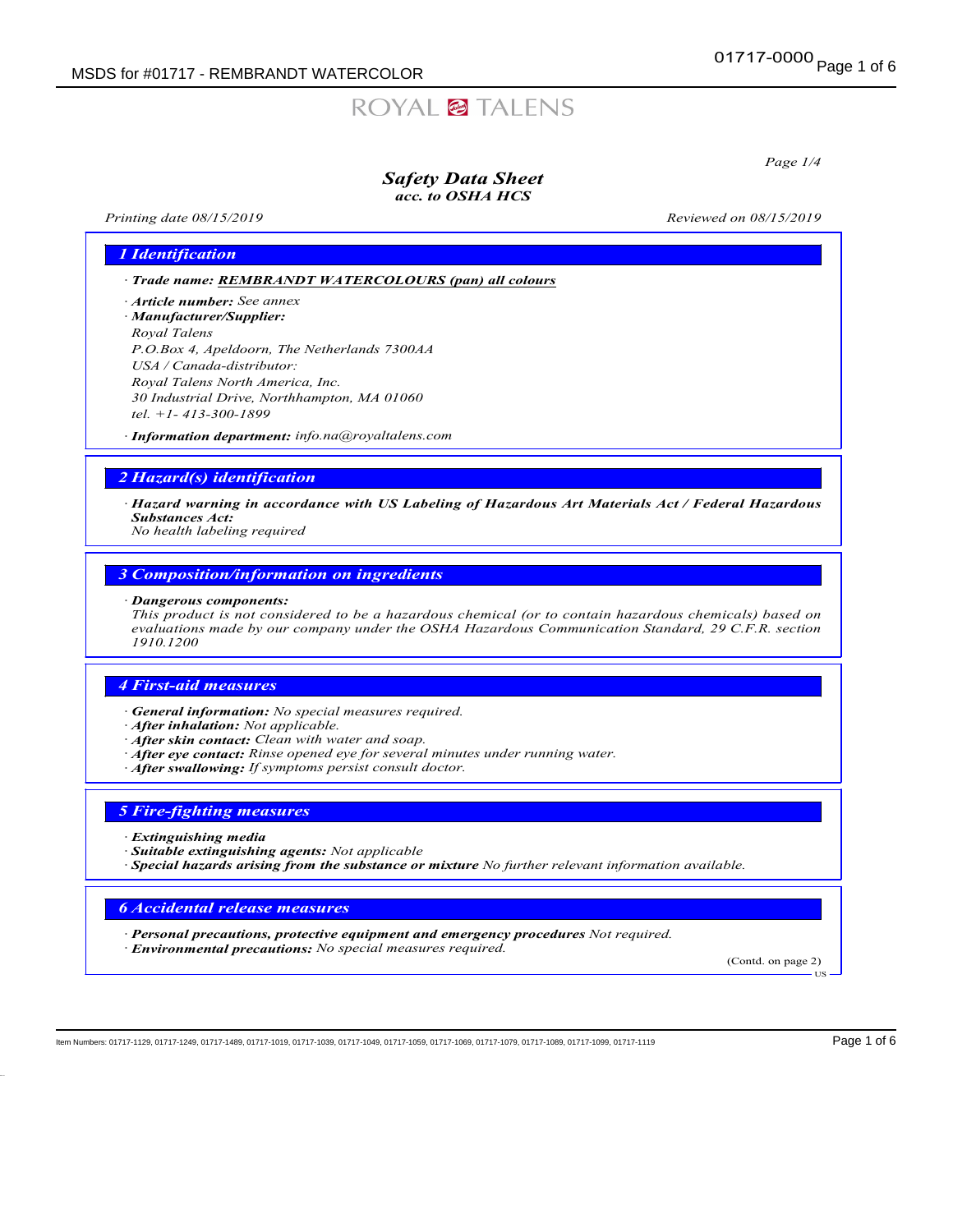# Safety Data Sheet
## acc. to OSHA HCS

*Printing date 08/15/2019* *Reviewed on 08/15/2019*

## 1 Identification

· **Trade name:** **REMBRANDT WATERCOLOURS (pan) all colours**

· **Article number:** See annex

· **Manufacturer/Supplier:**
Royal Talens
P.O.Box 4, Apeldoorn, The Netherlands 7300AA
USA / Canada-distributor:
Royal Talens North America, Inc.
30 Industrial Drive, Northhampton, MA 01060
tel. +1- 413-300-1899

· **Information department:** info.na@royaltalens.com

## 2 Hazard(s) identification

· **Hazard warning in accordance with US Labeling of Hazardous Art Materials Act / Federal Hazardous Substances Act:**
No health labeling required

## 3 Composition/information on ingredients

· **Dangerous components:**
This product is not considered to be a hazardous chemical (or to contain hazardous chemicals) based on evaluations made by our company under the OSHA Hazardous Communication Standard, 29 C.F.R. section 1910.1200

## 4 First-aid measures

· **General information:** No special measures required.
· **After inhalation:** Not applicable.
· **After skin contact:** Clean with water and soap.
· **After eye contact:** Rinse opened eye for several minutes under running water.
· **After swallowing:** If symptoms persist consult doctor.

## 5 Fire-fighting measures

· **Extinguishing media**
· **Suitable extinguishing agents:** Not applicable
· **Special hazards arising from the substance or mixture** No further relevant information available.

## 6 Accidental release measures

· **Personal precautions, protective equipment and emergency procedures** Not required.
· **Environmental precautions:** No special measures required.

(Contd. on page 2)

Item Numbers: 01717-1129, 01717-1249, 01717-1489, 01717-1019, 01717-1039, 01717-1049, 01717-1059, 01717-1069, 01717-1079, 01717-1089, 01717-1099, 01717-1119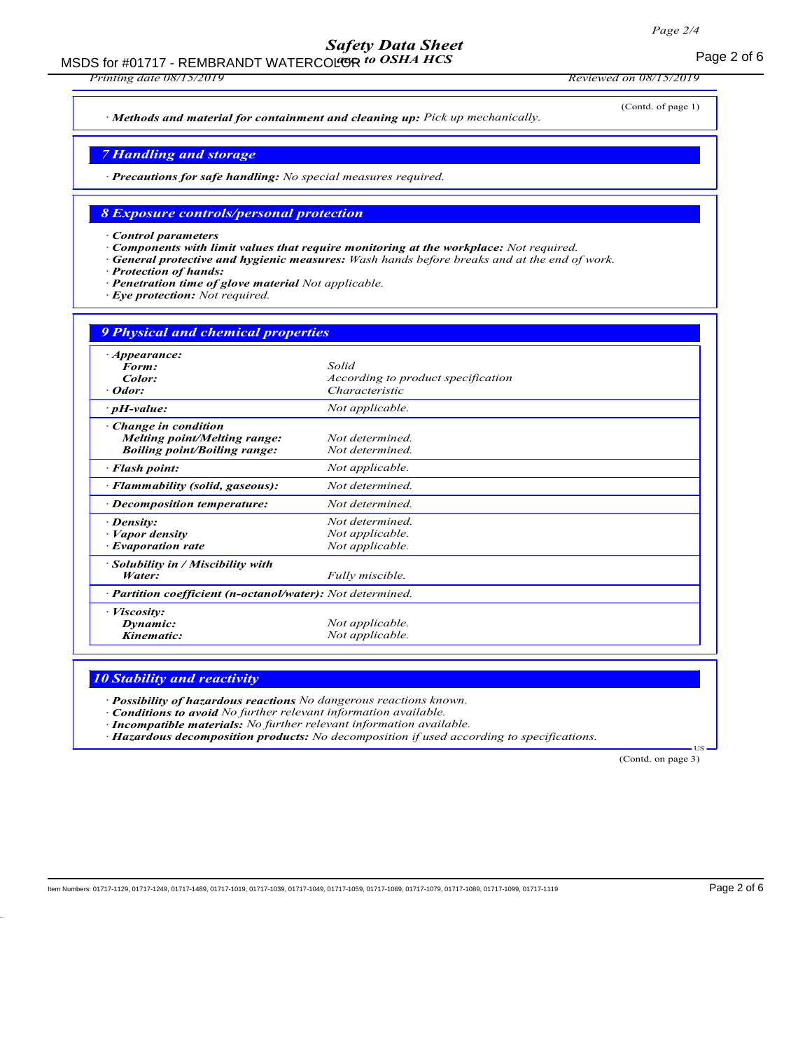(Contd. of page 1)

· ***Methods and material for containment and cleaning up:*** *Pick up mechanically.*

## 7 Handling and storage

· ***Precautions for safe handling:*** *No special measures required.*

## 8 Exposure controls/personal protection

· ***Control parameters***
· ***Components with limit values that require monitoring at the workplace:*** *Not required.*
· ***General protective and hygienic measures:*** *Wash hands before breaks and at the end of work.*
· ***Protection of hands:***
· ***Penetration time of glove material*** *Not applicable.*
· ***Eye protection:*** *Not required.*

## 9 Physical and chemical properties

| | |
|---|---|
| · ***Appearance:*** | |
| ***Form:*** | *Solid* |
| ***Color:*** | *According to product specification* |
| · ***Odor:*** | *Characteristic* |
| · ***pH-value:*** | *Not applicable.* |
| · ***Change in condition*** | |
| ***Melting point/Melting range:*** | *Not determined.* |
| ***Boiling point/Boiling range:*** | *Not determined.* |
| · ***Flash point:*** | *Not applicable.* |
| · ***Flammability (solid, gaseous):*** | *Not determined.* |
| · ***Decomposition temperature:*** | *Not determined.* |
| · ***Density:*** | *Not determined.* |
| · ***Vapor density*** | *Not applicable.* |
| · ***Evaporation rate*** | *Not applicable.* |
| · ***Solubility in / Miscibility with*** | |
| ***Water:*** | *Fully miscible.* |
| · ***Partition coefficient (n-octanol/water):*** | *Not determined.* |
| · ***Viscosity:*** | |
| ***Dynamic:*** | *Not applicable.* |
| ***Kinematic:*** | *Not applicable.* |

## 10 Stability and reactivity

· ***Possibility of hazardous reactions*** *No dangerous reactions known.*
· ***Conditions to avoid*** *No further relevant information available.*
· ***Incompatible materials:*** *No further relevant information available.*
· ***Hazardous decomposition products:*** *No decomposition if used according to specifications.*

(Contd. on page 3)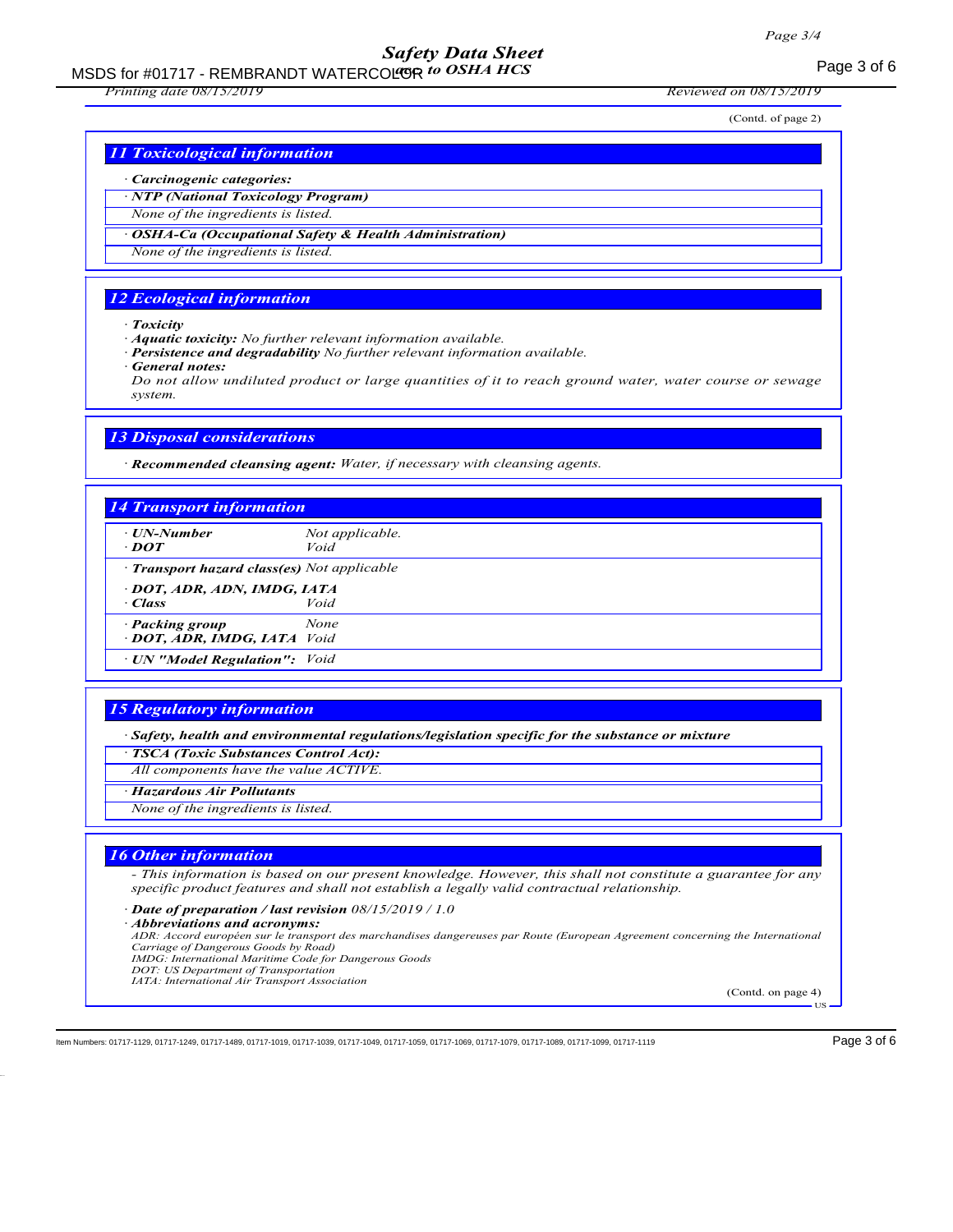(Contd. of page 2)

## 11 Toxicological information

· **Carcinogenic categories:**

· **NTP (National Toxicology Program)**

None of the ingredients is listed.

· **OSHA-Ca (Occupational Safety & Health Administration)**

None of the ingredients is listed.

## 12 Ecological information

· **Toxicity**

· **Aquatic toxicity:** No further relevant information available.

· **Persistence and degradability** No further relevant information available.

· **General notes:**

Do not allow undiluted product or large quantities of it to reach ground water, water course or sewage system.

## 13 Disposal considerations

· **Recommended cleansing agent:** Water, if necessary with cleansing agents.

## 14 Transport information

· **UN-Number** Not applicable.
· **DOT** Void

· **Transport hazard class(es)** Not applicable

· **DOT, ADR, ADN, IMDG, IATA**
· **Class** Void

· **Packing group** None
· **DOT, ADR, IMDG, IATA** Void

· **UN "Model Regulation":** Void

## 15 Regulatory information

· **Safety, health and environmental regulations/legislation specific for the substance or mixture**

· **TSCA (Toxic Substances Control Act):**

All components have the value ACTIVE.

· **Hazardous Air Pollutants**

None of the ingredients is listed.

## 16 Other information

- This information is based on our present knowledge. However, this shall not constitute a guarantee for any specific product features and shall not establish a legally valid contractual relationship.

· **Date of preparation / last revision** 08/15/2019 / 1.0

· **Abbreviations and acronyms:**

ADR: Accord européen sur le transport des marchandises dangereuses par Route (European Agreement concerning the International Carriage of Dangerous Goods by Road)
IMDG: International Maritime Code for Dangerous Goods
DOT: US Department of Transportation
IATA: International Air Transport Association

(Contd. on page 4)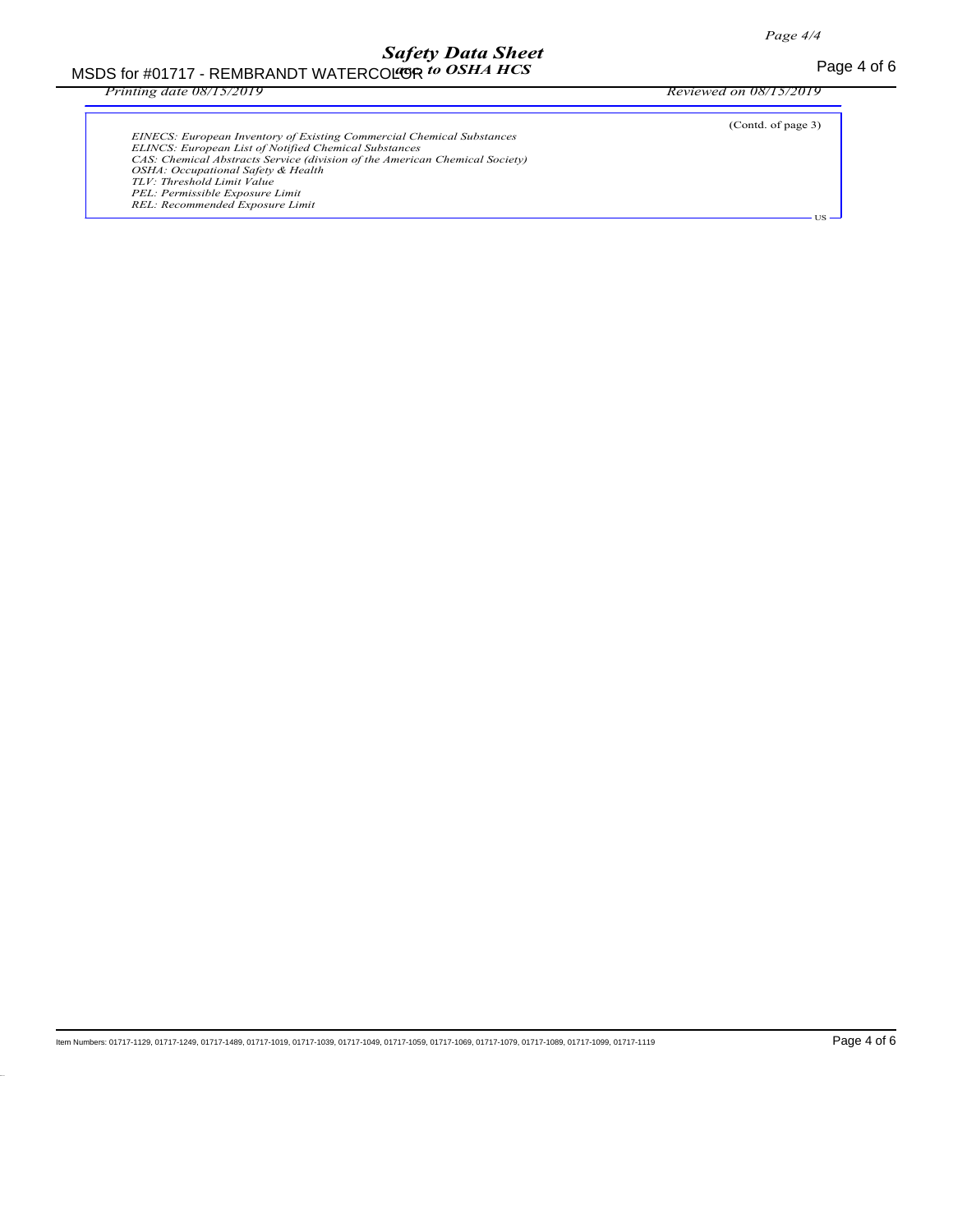(Contd. of page 3)

*EINECS: European Inventory of Existing Commercial Chemical Substances*
*ELINCS: European List of Notified Chemical Substances*
*CAS: Chemical Abstracts Service (division of the American Chemical Society)*
*OSHA: Occupational Safety & Health*
*TLV: Threshold Limit Value*
*PEL: Permissible Exposure Limit*
*REL: Recommended Exposure Limit*

US

Item Numbers: 01717-1129, 01717-1249, 01717-1489, 01717-1019, 01717-1039, 01717-1049, 01717-1059, 01717-1069, 01717-1079, 01717-1089, 01717-1099, 01717-1119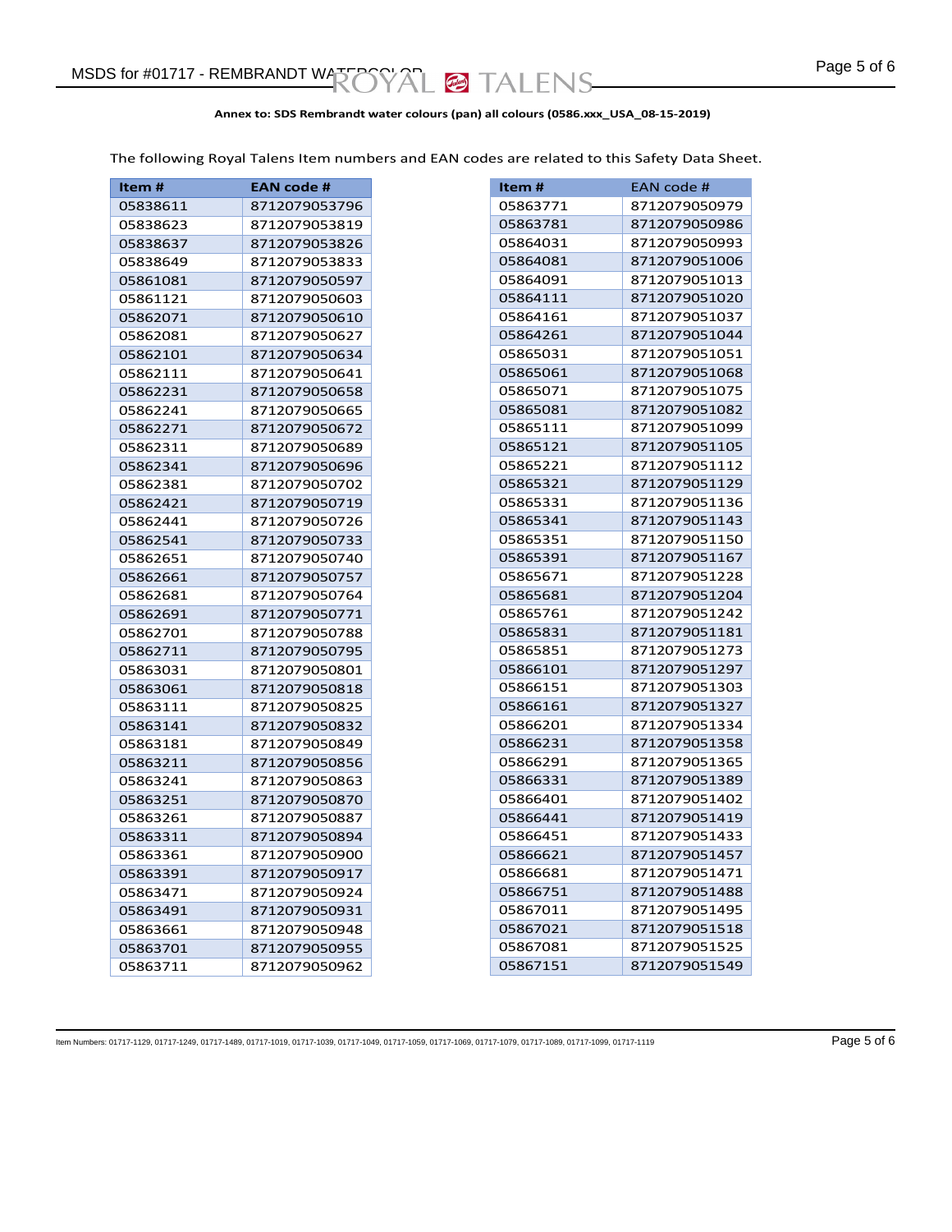**Annex to: SDS Rembrandt water colours (pan) all colours (0586.xxx_USA_08-15-2019)**

The following Royal Talens Item numbers and EAN codes are related to this Safety Data Sheet.

| Item # | EAN code # |
|---|---|
| 05838611 | 8712079053796 |
| 05838623 | 8712079053819 |
| 05838637 | 8712079053826 |
| 05838649 | 8712079053833 |
| 05861081 | 8712079050597 |
| 05861121 | 8712079050603 |
| 05862071 | 8712079050610 |
| 05862081 | 8712079050627 |
| 05862101 | 8712079050634 |
| 05862111 | 8712079050641 |
| 05862231 | 8712079050658 |
| 05862241 | 8712079050665 |
| 05862271 | 8712079050672 |
| 05862311 | 8712079050689 |
| 05862341 | 8712079050696 |
| 05862381 | 8712079050702 |
| 05862421 | 8712079050719 |
| 05862441 | 8712079050726 |
| 05862541 | 8712079050733 |
| 05862651 | 8712079050740 |
| 05862661 | 8712079050757 |
| 05862681 | 8712079050764 |
| 05862691 | 8712079050771 |
| 05862701 | 8712079050788 |
| 05862711 | 8712079050795 |
| 05863031 | 8712079050801 |
| 05863061 | 8712079050818 |
| 05863111 | 8712079050825 |
| 05863141 | 8712079050832 |
| 05863181 | 8712079050849 |
| 05863211 | 8712079050856 |
| 05863241 | 8712079050863 |
| 05863251 | 8712079050870 |
| 05863261 | 8712079050887 |
| 05863311 | 8712079050894 |
| 05863361 | 8712079050900 |
| 05863391 | 8712079050917 |
| 05863471 | 8712079050924 |
| 05863491 | 8712079050931 |
| 05863661 | 8712079050948 |
| 05863701 | 8712079050955 |
| 05863711 | 8712079050962 |

| Item # | EAN code # |
|---|---|
| 05863771 | 8712079050979 |
| 05863781 | 8712079050986 |
| 05864031 | 8712079050993 |
| 05864081 | 8712079051006 |
| 05864091 | 8712079051013 |
| 05864111 | 8712079051020 |
| 05864161 | 8712079051037 |
| 05864261 | 8712079051044 |
| 05865031 | 8712079051051 |
| 05865061 | 8712079051068 |
| 05865071 | 8712079051075 |
| 05865081 | 8712079051082 |
| 05865111 | 8712079051099 |
| 05865121 | 8712079051105 |
| 05865221 | 8712079051112 |
| 05865321 | 8712079051129 |
| 05865331 | 8712079051136 |
| 05865341 | 8712079051143 |
| 05865351 | 8712079051150 |
| 05865391 | 8712079051167 |
| 05865671 | 8712079051228 |
| 05865681 | 8712079051204 |
| 05865761 | 8712079051242 |
| 05865831 | 8712079051181 |
| 05865851 | 8712079051273 |
| 05866101 | 8712079051297 |
| 05866151 | 8712079051303 |
| 05866161 | 8712079051327 |
| 05866201 | 8712079051334 |
| 05866231 | 8712079051358 |
| 05866291 | 8712079051365 |
| 05866331 | 8712079051389 |
| 05866401 | 8712079051402 |
| 05866441 | 8712079051419 |
| 05866451 | 8712079051433 |
| 05866621 | 8712079051457 |
| 05866681 | 8712079051471 |
| 05866751 | 8712079051488 |
| 05867011 | 8712079051495 |
| 05867021 | 8712079051518 |
| 05867081 | 8712079051525 |
| 05867151 | 8712079051549 |

Item Numbers: 01717-1129, 01717-1249, 01717-1489, 01717-1019, 01717-1039, 01717-1049, 01717-1059, 01717-1069, 01717-1079, 01717-1089, 01717-1099, 01717-1119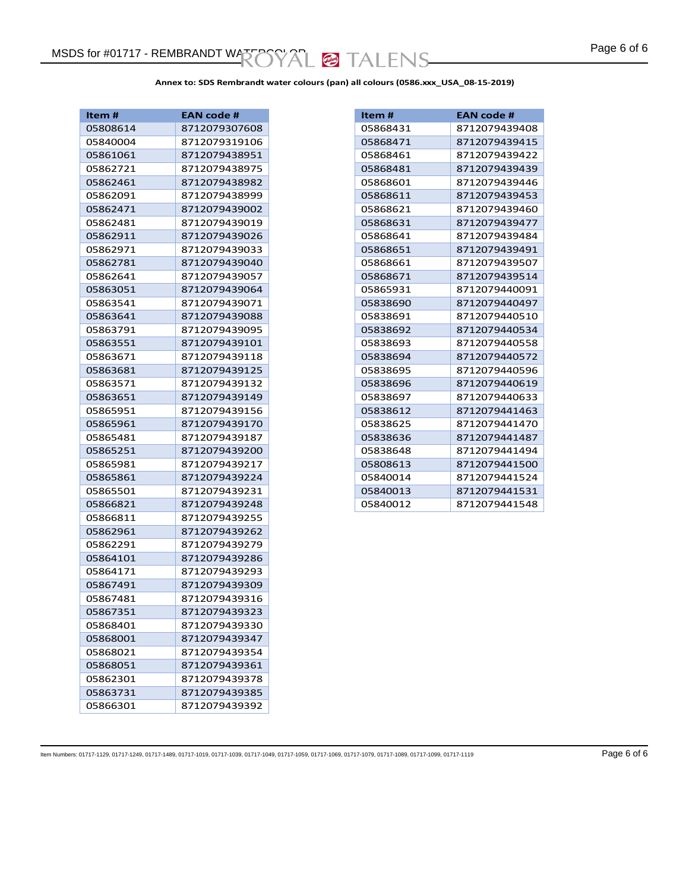**Annex to: SDS Rembrandt water colours (pan) all colours (0586.xxx_USA_08-15-2019)**

| Item # | EAN code # |
|---|---|
| 05808614 | 8712079307608 |
| 05840004 | 8712079319106 |
| 05861061 | 8712079438951 |
| 05862721 | 8712079438975 |
| 05862461 | 8712079438982 |
| 05862091 | 8712079438999 |
| 05862471 | 8712079439002 |
| 05862481 | 8712079439019 |
| 05862911 | 8712079439026 |
| 05862971 | 8712079439033 |
| 05862781 | 8712079439040 |
| 05862641 | 8712079439057 |
| 05863051 | 8712079439064 |
| 05863541 | 8712079439071 |
| 05863641 | 8712079439088 |
| 05863791 | 8712079439095 |
| 05863551 | 8712079439101 |
| 05863671 | 8712079439118 |
| 05863681 | 8712079439125 |
| 05863571 | 8712079439132 |
| 05863651 | 8712079439149 |
| 05865951 | 8712079439156 |
| 05865961 | 8712079439170 |
| 05865481 | 8712079439187 |
| 05865251 | 8712079439200 |
| 05865981 | 8712079439217 |
| 05865861 | 8712079439224 |
| 05865501 | 8712079439231 |
| 05866821 | 8712079439248 |
| 05866811 | 8712079439255 |
| 05862961 | 8712079439262 |
| 05862291 | 8712079439279 |
| 05864101 | 8712079439286 |
| 05864171 | 8712079439293 |
| 05867491 | 8712079439309 |
| 05867481 | 8712079439316 |
| 05867351 | 8712079439323 |
| 05868401 | 8712079439330 |
| 05868001 | 8712079439347 |
| 05868021 | 8712079439354 |
| 05868051 | 8712079439361 |
| 05862301 | 8712079439378 |
| 05863731 | 8712079439385 |
| 05866301 | 8712079439392 |

| Item # | EAN code # |
|---|---|
| 05868431 | 8712079439408 |
| 05868471 | 8712079439415 |
| 05868461 | 8712079439422 |
| 05868481 | 8712079439439 |
| 05868601 | 8712079439446 |
| 05868611 | 8712079439453 |
| 05868621 | 8712079439460 |
| 05868631 | 8712079439477 |
| 05868641 | 8712079439484 |
| 05868651 | 8712079439491 |
| 05868661 | 8712079439507 |
| 05868671 | 8712079439514 |
| 05865931 | 8712079440091 |
| 05838690 | 8712079440497 |
| 05838691 | 8712079440510 |
| 05838692 | 8712079440534 |
| 05838693 | 8712079440558 |
| 05838694 | 8712079440572 |
| 05838695 | 8712079440596 |
| 05838696 | 8712079440619 |
| 05838697 | 8712079440633 |
| 05838612 | 8712079441463 |
| 05838625 | 8712079441470 |
| 05838636 | 8712079441487 |
| 05838648 | 8712079441494 |
| 05808613 | 8712079441500 |
| 05840014 | 8712079441524 |
| 05840013 | 8712079441531 |
| 05840012 | 8712079441548 |